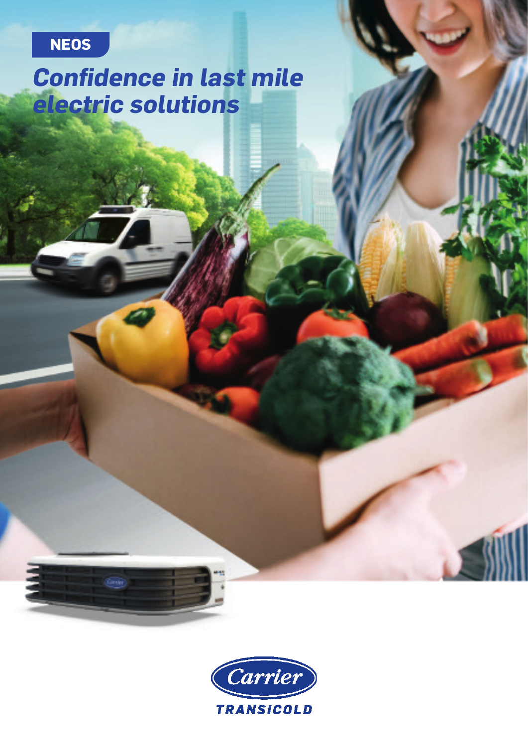NEOS

# *Confidence in last mile electric solutions*

Carrier

TRANSICOLD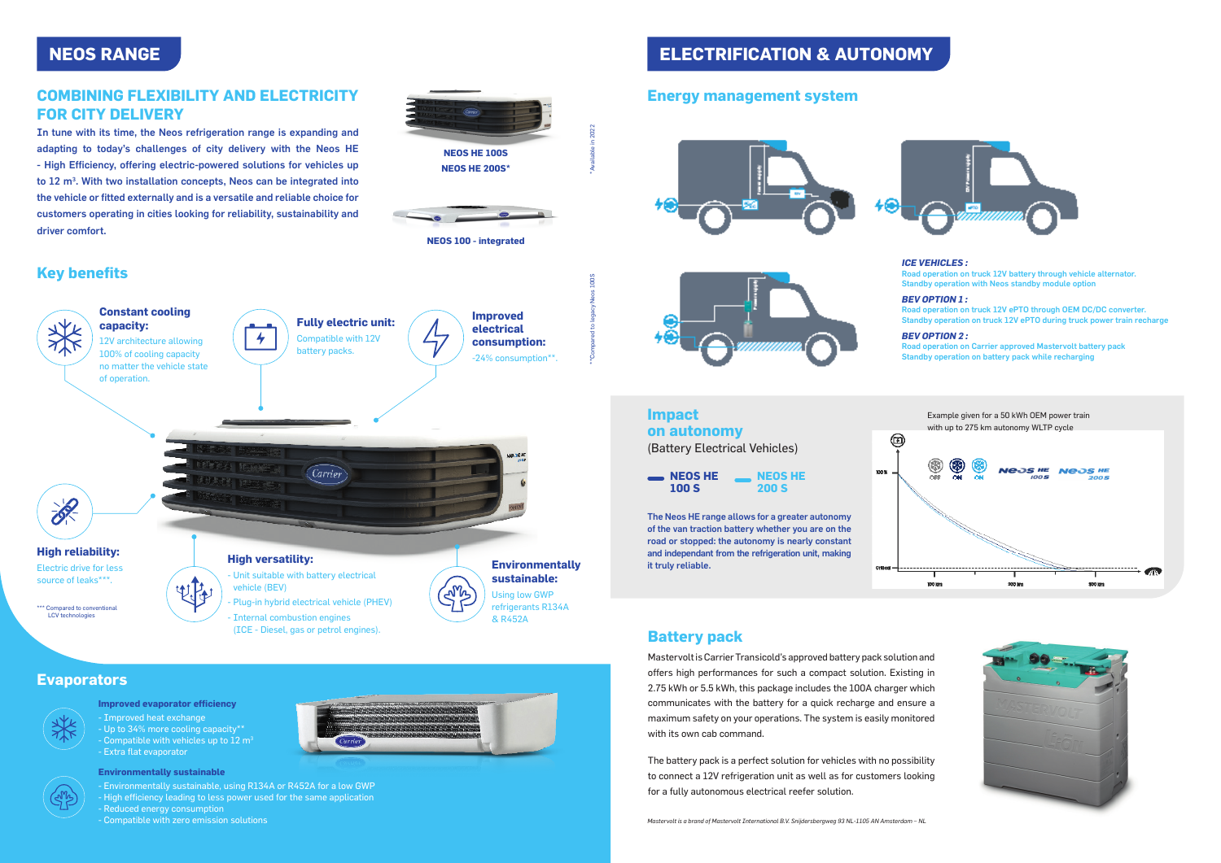# NEOS RANGE

## COMBINING FLEXIBILITY AND ELECTRICITY FOR CITY DELIVERY

**In tune with its time, the Neos refrigeration range is expanding and adapting to today's challenges of city delivery with the Neos HE - High Efficiency, offering electric-powered solutions for vehicles up to 12 m³. With two installation concepts, Neos can be integrated into the vehicle or fitted externally and is a versatile and reliable choice for customers operating in cities looking for reliability, sustainability and driver comfort.**

**NEOS HE 100S**
**NEOS HE 200S***

**NEOS 100 - integrated**

*Available in 2022

## Key benefits

**Constant cooling capacity:**
12V architecture allowing 100% of cooling capacity no matter the vehicle state of operation.

**Fully electric unit:**
Compatible with 12V battery packs.

**Improved electrical consumption:**
-24% consumption**.

**Compared to legacy Neos 100S

**High reliability:**
Electric drive for less source of leaks***.

*** Compared to conventional LCV technologies

**High versatility:**
- Unit suitable with battery electrical vehicle (BEV)
- Plug-in hybrid electrical vehicle (PHEV)
- Internal combustion engines (ICE - Diesel, gas or petrol engines).

**Environmentally sustainable:**
Using low GWP refrigerants R134A & R452A

## Evaporators

**Improved evaporator efficiency**
- Improved heat exchange
- Up to 34% more cooling capacity**
- Compatible with vehicles up to 12 m³
- Extra flat evaporator

**Environmentally sustainable**
- Environmentally sustainable, using R134A or R452A for a low GWP
- High efficiency leading to less power used for the same application
- Reduced energy consumption
- Compatible with zero emission solutions

# ELECTRIFICATION & AUTONOMY

## Energy management system

***ICE VEHICLES :***
Road operation on truck 12V battery through vehicle alternator.
Standby operation with Neos standby module option

***BEV OPTION 1 :***
Road operation on truck 12V ePTO through OEM DC/DC converter.
Standby operation on truck 12V ePTO during truck power train recharge

***BEV OPTION 2 :***
Road operation on Carrier approved Mastervolt battery pack
Standby operation on battery pack while recharging

## Impact on autonomy

(Battery Electrical Vehicles)

**NEOS HE 100 S** — **NEOS HE 200 S**

**The Neos HE range allows for a greater autonomy of the van traction battery whether you are on the road or stopped: the autonomy is nearly constant and independant from the refrigeration unit, making it truly reliable.**

Example given for a 50 kWh OEM power train with up to 275 km autonomy WLTP cycle

## Battery pack

Mastervolt is Carrier Transicold's approved battery pack solution and offers high performances for such a compact solution. Existing in 2.75 kWh or 5.5 kWh, this package includes the 100A charger which communicates with the battery for a quick recharge and ensure a maximum safety on your operations. The system is easily monitored with its own cab command.

The battery pack is a perfect solution for vehicles with no possibility to connect a 12V refrigeration unit as well as for customers looking for a fully autonomous electrical reefer solution.

*Mastervolt is a brand of Mastervolt International B.V. Snijdersbergweg 93 NL-1105 AN Amsterdam – NL*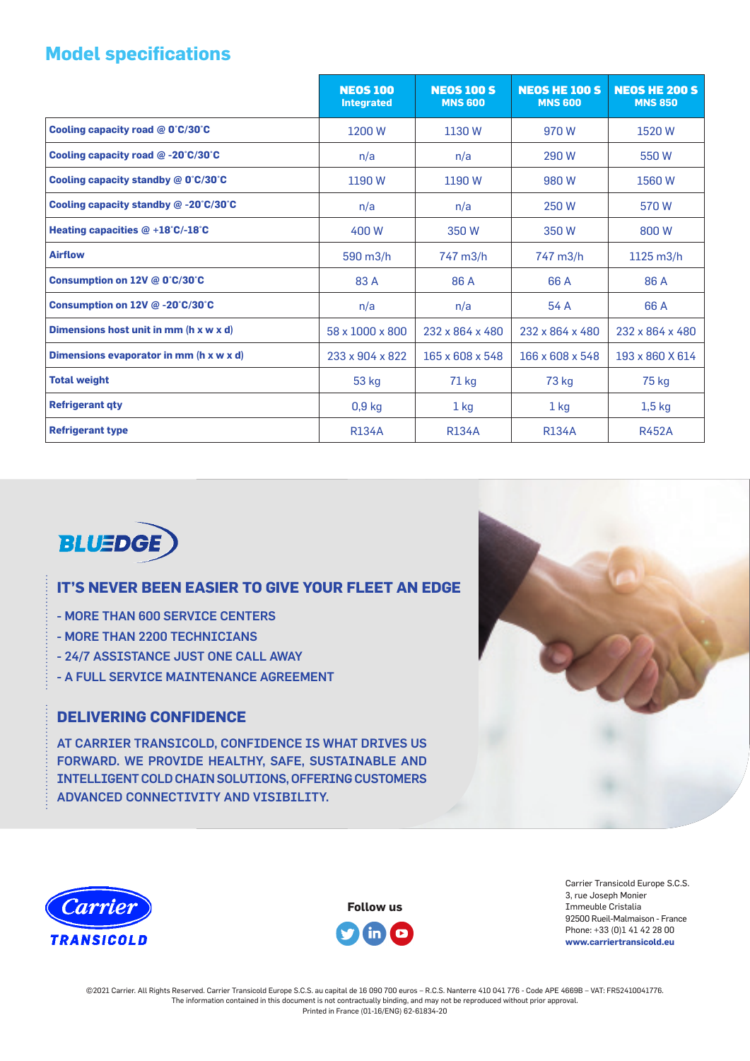## Model specifications

| | NEOS 100 Integrated | NEOS 100 S MNS 600 | NEOS HE 100 S MNS 600 | NEOS HE 200 S MNS 850 |
|---|---|---|---|---|
| **Cooling capacity road @ 0°C/30°C** | 1200 W | 1130 W | 970 W | 1520 W |
| **Cooling capacity road @ -20°C/30°C** | n/a | n/a | 290 W | 550 W |
| **Cooling capacity standby @ 0°C/30°C** | 1190 W | 1190 W | 980 W | 1560 W |
| **Cooling capacity standby @ -20°C/30°C** | n/a | n/a | 250 W | 570 W |
| **Heating capacities @ +18°C/-18°C** | 400 W | 350 W | 350 W | 800 W |
| **Airflow** | 590 m3/h | 747 m3/h | 747 m3/h | 1125 m3/h |
| **Consumption on 12V @ 0°C/30°C** | 83 A | 86 A | 66 A | 86 A |
| **Consumption on 12V @ -20°C/30°C** | n/a | n/a | 54 A | 66 A |
| **Dimensions host unit in mm (h x w x d)** | 58 x 1000 x 800 | 232 x 864 x 480 | 232 x 864 x 480 | 232 x 864 x 480 |
| **Dimensions evaporator in mm (h x w x d)** | 233 x 904 x 822 | 165 x 608 x 548 | 166 x 608 x 548 | 193 x 860 X 614 |
| **Total weight** | 53 kg | 71 kg | 73 kg | 75 kg |
| **Refrigerant qty** | 0,9 kg | 1 kg | 1 kg | 1,5 kg |
| **Refrigerant type** | R134A | R134A | R134A | R452A |

BLUEDGE

### IT'S NEVER BEEN EASIER TO GIVE YOUR FLEET AN EDGE

- MORE THAN 600 SERVICE CENTERS
- MORE THAN 2200 TECHNICIANS
- 24/7 ASSISTANCE JUST ONE CALL AWAY
- A FULL SERVICE MAINTENANCE AGREEMENT

### DELIVERING CONFIDENCE

AT CARRIER TRANSICOLD, CONFIDENCE IS WHAT DRIVES US FORWARD. WE PROVIDE HEALTHY, SAFE, SUSTAINABLE AND INTELLIGENT COLD CHAIN SOLUTIONS, OFFERING CUSTOMERS ADVANCED CONNECTIVITY AND VISIBILITY.

Carrier TRANSICOLD

**Follow us**

Carrier Transicold Europe S.C.S.
3, rue Joseph Monier
Immeuble Cristalia
92500 Rueil-Malmaison - France
Phone: +33 (0)1 41 42 28 00
**www.carriertransicold.eu**

©2021 Carrier. All Rights Reserved. Carrier Transicold Europe S.C.S. au capital de 16 090 700 euros – R.C.S. Nanterre 410 041 776 - Code APE 4669B – VAT: FR52410041776.
The information contained in this document is not contractually binding, and may not be reproduced without prior approval.
Printed in France (01-16/ENG) 62-61834-20